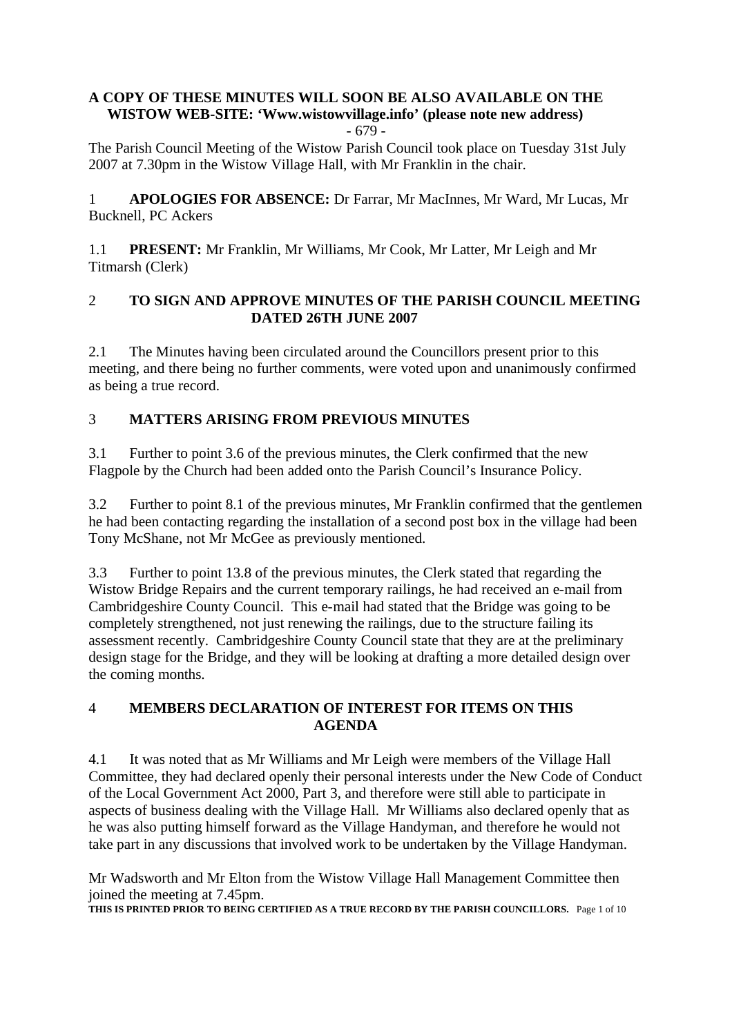**A COPY OF THESE MINUTES WILL SOON BE ALSO AVAILABLE ON THE WISTOW WEB-SITE: 'Www.wistowvillage.info' (please note new address)**

- 679 -

The Parish Council Meeting of the Wistow Parish Council took place on Tuesday 31st July 2007 at 7.30pm in the Wistow Village Hall, with Mr Franklin in the chair.

1 **APOLOGIES FOR ABSENCE:** Dr Farrar, Mr MacInnes, Mr Ward, Mr Lucas, Mr Bucknell, PC Ackers

1.1 **PRESENT:** Mr Franklin, Mr Williams, Mr Cook, Mr Latter, Mr Leigh and Mr Titmarsh (Clerk)

## 2 TO SIGN AND APPROVE MINUTES OF THE PARISH COUNCIL MEETING DATED 26TH JUNE 2007

2.1 The Minutes having been circulated around the Councillors present prior to this meeting, and there being no further comments, were voted upon and unanimously confirmed as being a true record.

## 3 MATTERS ARISING FROM PREVIOUS MINUTES

3.1 Further to point 3.6 of the previous minutes, the Clerk confirmed that the new Flagpole by the Church had been added onto the Parish Council's Insurance Policy.

3.2 Further to point 8.1 of the previous minutes, Mr Franklin confirmed that the gentlemen he had been contacting regarding the installation of a second post box in the village had been Tony McShane, not Mr McGee as previously mentioned.

3.3 Further to point 13.8 of the previous minutes, the Clerk stated that regarding the Wistow Bridge Repairs and the current temporary railings, he had received an e-mail from Cambridgeshire County Council. This e-mail had stated that the Bridge was going to be completely strengthened, not just renewing the railings, due to the structure failing its assessment recently. Cambridgeshire County Council state that they are at the preliminary design stage for the Bridge, and they will be looking at drafting a more detailed design over the coming months.

## 4 MEMBERS DECLARATION OF INTEREST FOR ITEMS ON THIS AGENDA

4.1 It was noted that as Mr Williams and Mr Leigh were members of the Village Hall Committee, they had declared openly their personal interests under the New Code of Conduct of the Local Government Act 2000, Part 3, and therefore were still able to participate in aspects of business dealing with the Village Hall. Mr Williams also declared openly that as he was also putting himself forward as the Village Handyman, and therefore he would not take part in any discussions that involved work to be undertaken by the Village Handyman.

Mr Wadsworth and Mr Elton from the Wistow Village Hall Management Committee then joined the meeting at 7.45pm.

**THIS IS PRINTED PRIOR TO BEING CERTIFIED AS A TRUE RECORD BY THE PARISH COUNCILLORS.**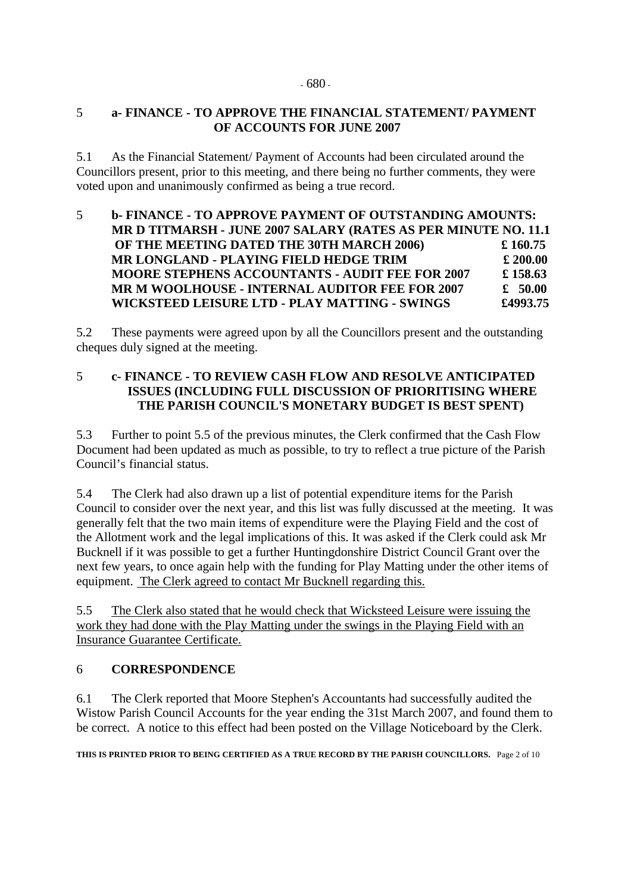## 5 a- FINANCE - TO APPROVE THE FINANCIAL STATEMENT/ PAYMENT OF ACCOUNTS FOR JUNE 2007

5.1 As the Financial Statement/ Payment of Accounts had been circulated around the Councillors present, prior to this meeting, and there being no further comments, they were voted upon and unanimously confirmed as being a true record.

## 5 b- FINANCE - TO APPROVE PAYMENT OF OUTSTANDING AMOUNTS:

| | |
|---|---|
| **MR D TITMARSH - JUNE 2007 SALARY (RATES AS PER MINUTE NO. 11.1 OF THE MEETING DATED THE 30TH MARCH 2006)** | **£ 160.75** |
| **MR LONGLAND - PLAYING FIELD HEDGE TRIM** | **£ 200.00** |
| **MOORE STEPHENS ACCOUNTANTS - AUDIT FEE FOR 2007** | **£ 158.63** |
| **MR M WOOLHOUSE - INTERNAL AUDITOR FEE FOR 2007** | **£ 50.00** |
| **WICKSTEED LEISURE LTD - PLAY MATTING - SWINGS** | **£4993.75** |

5.2 These payments were agreed upon by all the Councillors present and the outstanding cheques duly signed at the meeting.

## 5 c- FINANCE - TO REVIEW CASH FLOW AND RESOLVE ANTICIPATED ISSUES (INCLUDING FULL DISCUSSION OF PRIORITISING WHERE THE PARISH COUNCIL'S MONETARY BUDGET IS BEST SPENT)

5.3 Further to point 5.5 of the previous minutes, the Clerk confirmed that the Cash Flow Document had been updated as much as possible, to try to reflect a true picture of the Parish Council's financial status.

5.4 The Clerk had also drawn up a list of potential expenditure items for the Parish Council to consider over the next year, and this list was fully discussed at the meeting. It was generally felt that the two main items of expenditure were the Playing Field and the cost of the Allotment work and the legal implications of this. It was asked if the Clerk could ask Mr Bucknell if it was possible to get a further Huntingdonshire District Council Grant over the next few years, to once again help with the funding for Play Matting under the other items of equipment. The Clerk agreed to contact Mr Bucknell regarding this.

5.5 The Clerk also stated that he would check that Wicksteed Leisure were issuing the work they had done with the Play Matting under the swings in the Playing Field with an Insurance Guarantee Certificate.

## 6 CORRESPONDENCE

6.1 The Clerk reported that Moore Stephen's Accountants had successfully audited the Wistow Parish Council Accounts for the year ending the 31st March 2007, and found them to be correct. A notice to this effect had been posted on the Village Noticeboard by the Clerk.

**THIS IS PRINTED PRIOR TO BEING CERTIFIED AS A TRUE RECORD BY THE PARISH COUNCILLORS.**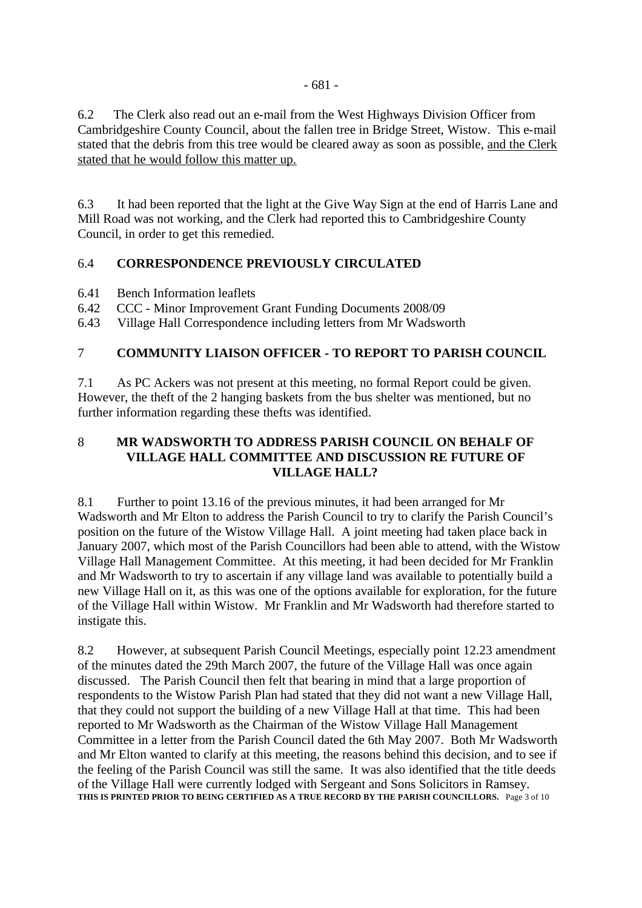6.2 The Clerk also read out an e-mail from the West Highways Division Officer from Cambridgeshire County Council, about the fallen tree in Bridge Street, Wistow. This e-mail stated that the debris from this tree would be cleared away as soon as possible, <u>and the Clerk stated that he would follow this matter up.</u>

6.3 It had been reported that the light at the Give Way Sign at the end of Harris Lane and Mill Road was not working, and the Clerk had reported this to Cambridgeshire County Council, in order to get this remedied.

## 6.4 CORRESPONDENCE PREVIOUSLY CIRCULATED

6.41 Bench Information leaflets
6.42 CCC - Minor Improvement Grant Funding Documents 2008/09
6.43 Village Hall Correspondence including letters from Mr Wadsworth

## 7 COMMUNITY LIAISON OFFICER - TO REPORT TO PARISH COUNCIL

7.1 As PC Ackers was not present at this meeting, no formal Report could be given. However, the theft of the 2 hanging baskets from the bus shelter was mentioned, but no further information regarding these thefts was identified.

## 8 MR WADSWORTH TO ADDRESS PARISH COUNCIL ON BEHALF OF VILLAGE HALL COMMITTEE AND DISCUSSION RE FUTURE OF VILLAGE HALL?

8.1 Further to point 13.16 of the previous minutes, it had been arranged for Mr Wadsworth and Mr Elton to address the Parish Council to try to clarify the Parish Council's position on the future of the Wistow Village Hall. A joint meeting had taken place back in January 2007, which most of the Parish Councillors had been able to attend, with the Wistow Village Hall Management Committee. At this meeting, it had been decided for Mr Franklin and Mr Wadsworth to try to ascertain if any village land was available to potentially build a new Village Hall on it, as this was one of the options available for exploration, for the future of the Village Hall within Wistow. Mr Franklin and Mr Wadsworth had therefore started to instigate this.

8.2 However, at subsequent Parish Council Meetings, especially point 12.23 amendment of the minutes dated the 29th March 2007, the future of the Village Hall was once again discussed. The Parish Council then felt that bearing in mind that a large proportion of respondents to the Wistow Parish Plan had stated that they did not want a new Village Hall, that they could not support the building of a new Village Hall at that time. This had been reported to Mr Wadsworth as the Chairman of the Wistow Village Hall Management Committee in a letter from the Parish Council dated the 6th May 2007. Both Mr Wadsworth and Mr Elton wanted to clarify at this meeting, the reasons behind this decision, and to see if the feeling of the Parish Council was still the same. It was also identified that the title deeds of the Village Hall were currently lodged with Sergeant and Sons Solicitors in Ramsey.

**THIS IS PRINTED PRIOR TO BEING CERTIFIED AS A TRUE RECORD BY THE PARISH COUNCILLORS.**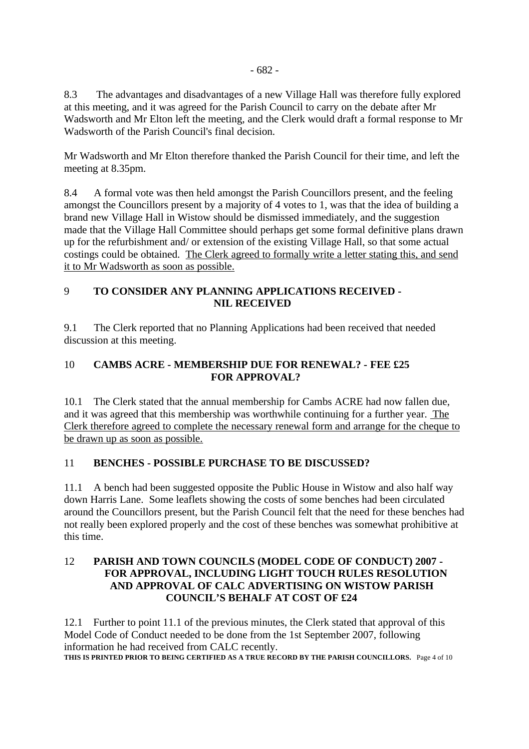8.3 The advantages and disadvantages of a new Village Hall was therefore fully explored at this meeting, and it was agreed for the Parish Council to carry on the debate after Mr Wadsworth and Mr Elton left the meeting, and the Clerk would draft a formal response to Mr Wadsworth of the Parish Council's final decision.

Mr Wadsworth and Mr Elton therefore thanked the Parish Council for their time, and left the meeting at 8.35pm.

8.4 A formal vote was then held amongst the Parish Councillors present, and the feeling amongst the Councillors present by a majority of 4 votes to 1, was that the idea of building a brand new Village Hall in Wistow should be dismissed immediately, and the suggestion made that the Village Hall Committee should perhaps get some formal definitive plans drawn up for the refurbishment and/ or extension of the existing Village Hall, so that some actual costings could be obtained. <u>The Clerk agreed to formally write a letter stating this, and send it to Mr Wadsworth as soon as possible.</u>

## 9 TO CONSIDER ANY PLANNING APPLICATIONS RECEIVED - NIL RECEIVED

9.1 The Clerk reported that no Planning Applications had been received that needed discussion at this meeting.

## 10 CAMBS ACRE - MEMBERSHIP DUE FOR RENEWAL? - FEE £25 FOR APPROVAL?

10.1 The Clerk stated that the annual membership for Cambs ACRE had now fallen due, and it was agreed that this membership was worthwhile continuing for a further year. <u>The Clerk therefore agreed to complete the necessary renewal form and arrange for the cheque to be drawn up as soon as possible.</u>

## 11 BENCHES - POSSIBLE PURCHASE TO BE DISCUSSED?

11.1 A bench had been suggested opposite the Public House in Wistow and also half way down Harris Lane. Some leaflets showing the costs of some benches had been circulated around the Councillors present, but the Parish Council felt that the need for these benches had not really been explored properly and the cost of these benches was somewhat prohibitive at this time.

## 12 PARISH AND TOWN COUNCILS (MODEL CODE OF CONDUCT) 2007 - FOR APPROVAL, INCLUDING LIGHT TOUCH RULES RESOLUTION AND APPROVAL OF CALC ADVERTISING ON WISTOW PARISH COUNCIL'S BEHALF AT COST OF £24

12.1 Further to point 11.1 of the previous minutes, the Clerk stated that approval of this Model Code of Conduct needed to be done from the 1st September 2007, following information he had received from CALC recently.

**THIS IS PRINTED PRIOR TO BEING CERTIFIED AS A TRUE RECORD BY THE PARISH COUNCILLORS.**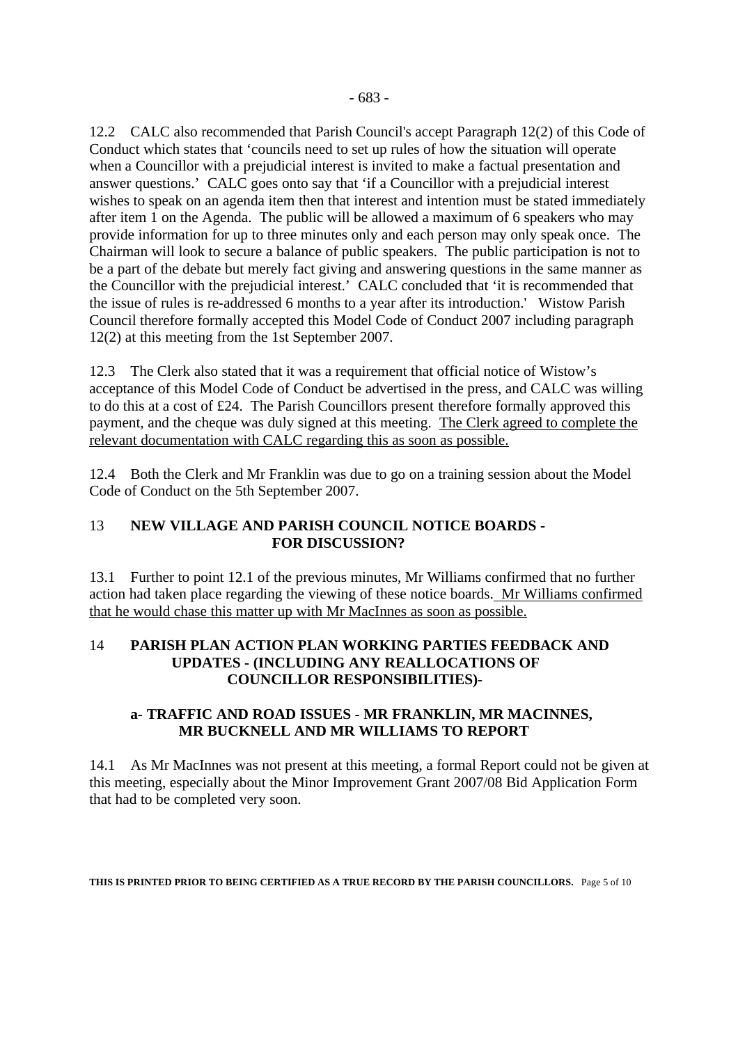12.2 CALC also recommended that Parish Council's accept Paragraph 12(2) of this Code of Conduct which states that 'councils need to set up rules of how the situation will operate when a Councillor with a prejudicial interest is invited to make a factual presentation and answer questions.' CALC goes onto say that 'if a Councillor with a prejudicial interest wishes to speak on an agenda item then that interest and intention must be stated immediately after item 1 on the Agenda. The public will be allowed a maximum of 6 speakers who may provide information for up to three minutes only and each person may only speak once. The Chairman will look to secure a balance of public speakers. The public participation is not to be a part of the debate but merely fact giving and answering questions in the same manner as the Councillor with the prejudicial interest.' CALC concluded that 'it is recommended that the issue of rules is re-addressed 6 months to a year after its introduction.' Wistow Parish Council therefore formally accepted this Model Code of Conduct 2007 including paragraph 12(2) at this meeting from the 1st September 2007.

12.3 The Clerk also stated that it was a requirement that official notice of Wistow's acceptance of this Model Code of Conduct be advertised in the press, and CALC was willing to do this at a cost of £24. The Parish Councillors present therefore formally approved this payment, and the cheque was duly signed at this meeting. <u>The Clerk agreed to complete the relevant documentation with CALC regarding this as soon as possible.</u>

12.4 Both the Clerk and Mr Franklin was due to go on a training session about the Model Code of Conduct on the 5th September 2007.

## 13 NEW VILLAGE AND PARISH COUNCIL NOTICE BOARDS - FOR DISCUSSION?

13.1 Further to point 12.1 of the previous minutes, Mr Williams confirmed that no further action had taken place regarding the viewing of these notice boards. <u>Mr Williams confirmed that he would chase this matter up with Mr MacInnes as soon as possible.</u>

## 14 PARISH PLAN ACTION PLAN WORKING PARTIES FEEDBACK AND UPDATES - (INCLUDING ANY REALLOCATIONS OF COUNCILLOR RESPONSIBILITIES)-

### a- TRAFFIC AND ROAD ISSUES - MR FRANKLIN, MR MACINNES, MR BUCKNELL AND MR WILLIAMS TO REPORT

14.1 As Mr MacInnes was not present at this meeting, a formal Report could not be given at this meeting, especially about the Minor Improvement Grant 2007/08 Bid Application Form that had to be completed very soon.

**THIS IS PRINTED PRIOR TO BEING CERTIFIED AS A TRUE RECORD BY THE PARISH COUNCILLORS.**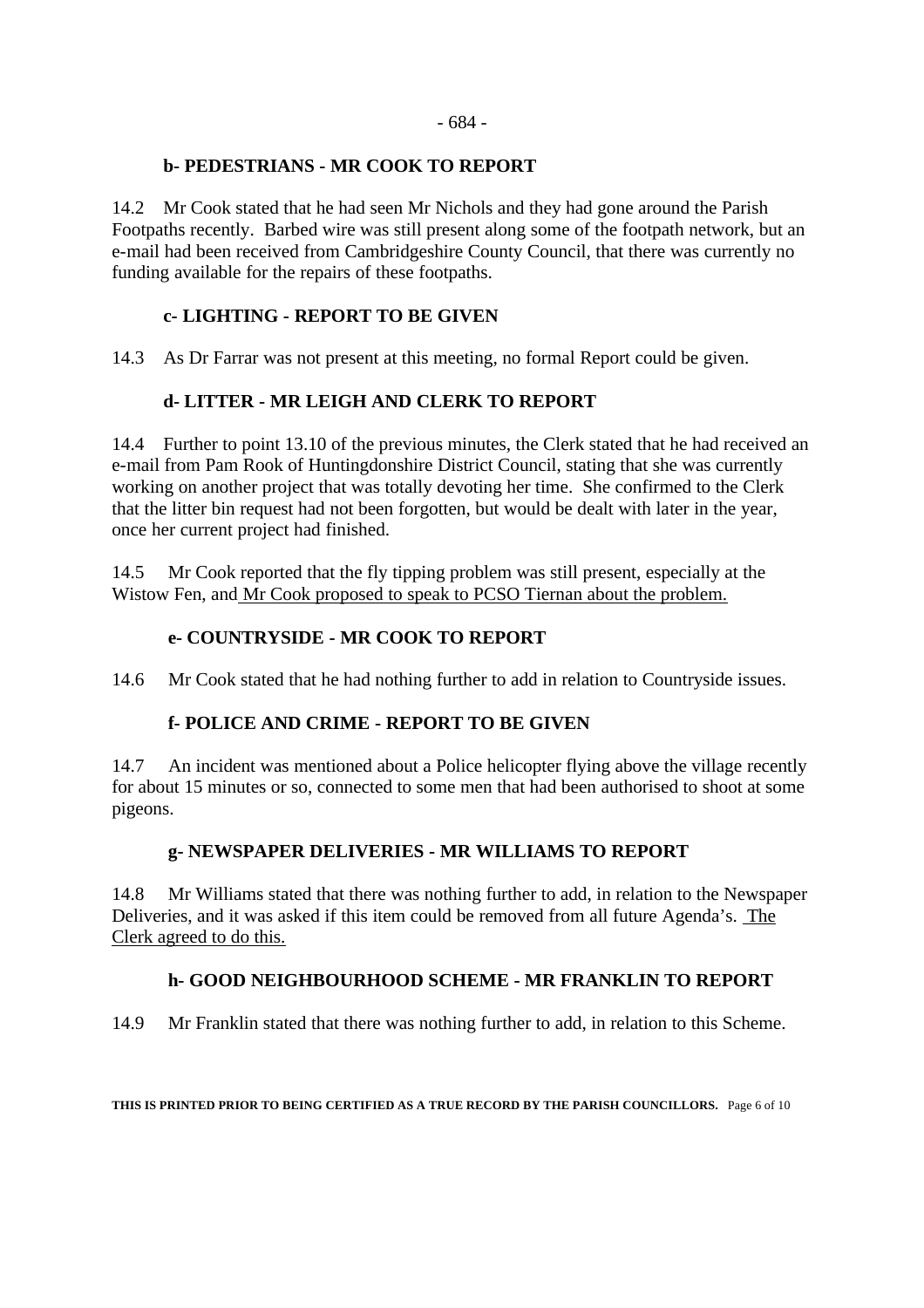### b- PEDESTRIANS - MR COOK TO REPORT

14.2 Mr Cook stated that he had seen Mr Nichols and they had gone around the Parish Footpaths recently. Barbed wire was still present along some of the footpath network, but an e-mail had been received from Cambridgeshire County Council, that there was currently no funding available for the repairs of these footpaths.

### c- LIGHTING - REPORT TO BE GIVEN

14.3 As Dr Farrar was not present at this meeting, no formal Report could be given.

### d- LITTER - MR LEIGH AND CLERK TO REPORT

14.4 Further to point 13.10 of the previous minutes, the Clerk stated that he had received an e-mail from Pam Rook of Huntingdonshire District Council, stating that she was currently working on another project that was totally devoting her time. She confirmed to the Clerk that the litter bin request had not been forgotten, but would be dealt with later in the year, once her current project had finished.

14.5 Mr Cook reported that the fly tipping problem was still present, especially at the Wistow Fen, and <u>Mr Cook proposed to speak to PCSO Tiernan about the problem.</u>

### e- COUNTRYSIDE - MR COOK TO REPORT

14.6 Mr Cook stated that he had nothing further to add in relation to Countryside issues.

### f- POLICE AND CRIME - REPORT TO BE GIVEN

14.7 An incident was mentioned about a Police helicopter flying above the village recently for about 15 minutes or so, connected to some men that had been authorised to shoot at some pigeons.

### g- NEWSPAPER DELIVERIES - MR WILLIAMS TO REPORT

14.8 Mr Williams stated that there was nothing further to add, in relation to the Newspaper Deliveries, and it was asked if this item could be removed from all future Agenda's. <u>The Clerk agreed to do this.</u>

### h- GOOD NEIGHBOURHOOD SCHEME - MR FRANKLIN TO REPORT

14.9 Mr Franklin stated that there was nothing further to add, in relation to this Scheme.

**THIS IS PRINTED PRIOR TO BEING CERTIFIED AS A TRUE RECORD BY THE PARISH COUNCILLORS.**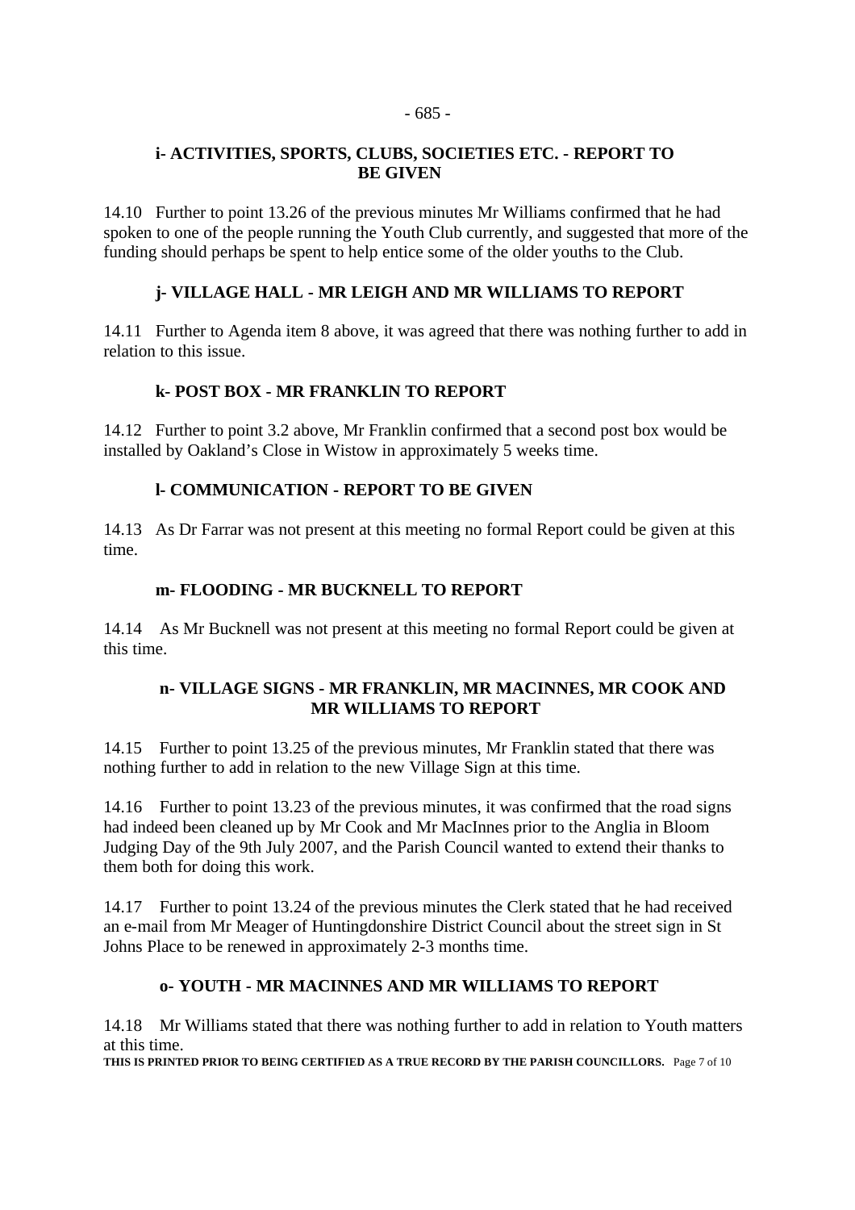### i- ACTIVITIES, SPORTS, CLUBS, SOCIETIES ETC. - REPORT TO BE GIVEN

14.10 Further to point 13.26 of the previous minutes Mr Williams confirmed that he had spoken to one of the people running the Youth Club currently, and suggested that more of the funding should perhaps be spent to help entice some of the older youths to the Club.

### j- VILLAGE HALL - MR LEIGH AND MR WILLIAMS TO REPORT

14.11 Further to Agenda item 8 above, it was agreed that there was nothing further to add in relation to this issue.

### k- POST BOX - MR FRANKLIN TO REPORT

14.12 Further to point 3.2 above, Mr Franklin confirmed that a second post box would be installed by Oakland's Close in Wistow in approximately 5 weeks time.

### l- COMMUNICATION - REPORT TO BE GIVEN

14.13 As Dr Farrar was not present at this meeting no formal Report could be given at this time.

### m- FLOODING - MR BUCKNELL TO REPORT

14.14 As Mr Bucknell was not present at this meeting no formal Report could be given at this time.

### n- VILLAGE SIGNS - MR FRANKLIN, MR MACINNES, MR COOK AND MR WILLIAMS TO REPORT

14.15 Further to point 13.25 of the previous minutes, Mr Franklin stated that there was nothing further to add in relation to the new Village Sign at this time.

14.16 Further to point 13.23 of the previous minutes, it was confirmed that the road signs had indeed been cleaned up by Mr Cook and Mr MacInnes prior to the Anglia in Bloom Judging Day of the 9th July 2007, and the Parish Council wanted to extend their thanks to them both for doing this work.

14.17 Further to point 13.24 of the previous minutes the Clerk stated that he had received an e-mail from Mr Meager of Huntingdonshire District Council about the street sign in St Johns Place to be renewed in approximately 2-3 months time.

### o- YOUTH - MR MACINNES AND MR WILLIAMS TO REPORT

14.18 Mr Williams stated that there was nothing further to add in relation to Youth matters at this time.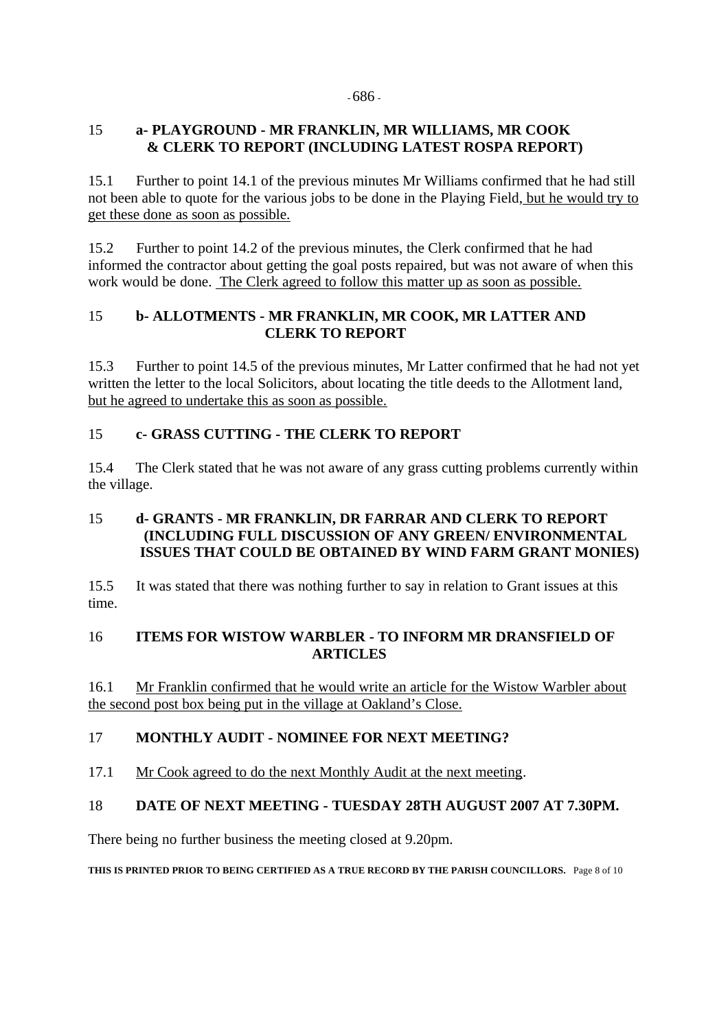## 15 a- PLAYGROUND - MR FRANKLIN, MR WILLIAMS, MR COOK & CLERK TO REPORT (INCLUDING LATEST ROSPA REPORT)

15.1 Further to point 14.1 of the previous minutes Mr Williams confirmed that he had still not been able to quote for the various jobs to be done in the Playing Field, but he would try to get these done as soon as possible.

15.2 Further to point 14.2 of the previous minutes, the Clerk confirmed that he had informed the contractor about getting the goal posts repaired, but was not aware of when this work would be done. The Clerk agreed to follow this matter up as soon as possible.

## 15 b- ALLOTMENTS - MR FRANKLIN, MR COOK, MR LATTER AND CLERK TO REPORT

15.3 Further to point 14.5 of the previous minutes, Mr Latter confirmed that he had not yet written the letter to the local Solicitors, about locating the title deeds to the Allotment land, but he agreed to undertake this as soon as possible.

## 15 c- GRASS CUTTING - THE CLERK TO REPORT

15.4 The Clerk stated that he was not aware of any grass cutting problems currently within the village.

## 15 d- GRANTS - MR FRANKLIN, DR FARRAR AND CLERK TO REPORT (INCLUDING FULL DISCUSSION OF ANY GREEN/ ENVIRONMENTAL ISSUES THAT COULD BE OBTAINED BY WIND FARM GRANT MONIES)

15.5 It was stated that there was nothing further to say in relation to Grant issues at this time.

## 16 ITEMS FOR WISTOW WARBLER - TO INFORM MR DRANSFIELD OF ARTICLES

16.1 Mr Franklin confirmed that he would write an article for the Wistow Warbler about the second post box being put in the village at Oakland's Close.

## 17 MONTHLY AUDIT - NOMINEE FOR NEXT MEETING?

17.1 Mr Cook agreed to do the next Monthly Audit at the next meeting.

## 18 DATE OF NEXT MEETING - TUESDAY 28TH AUGUST 2007 AT 7.30PM.

There being no further business the meeting closed at 9.20pm.

**THIS IS PRINTED PRIOR TO BEING CERTIFIED AS A TRUE RECORD BY THE PARISH COUNCILLORS.**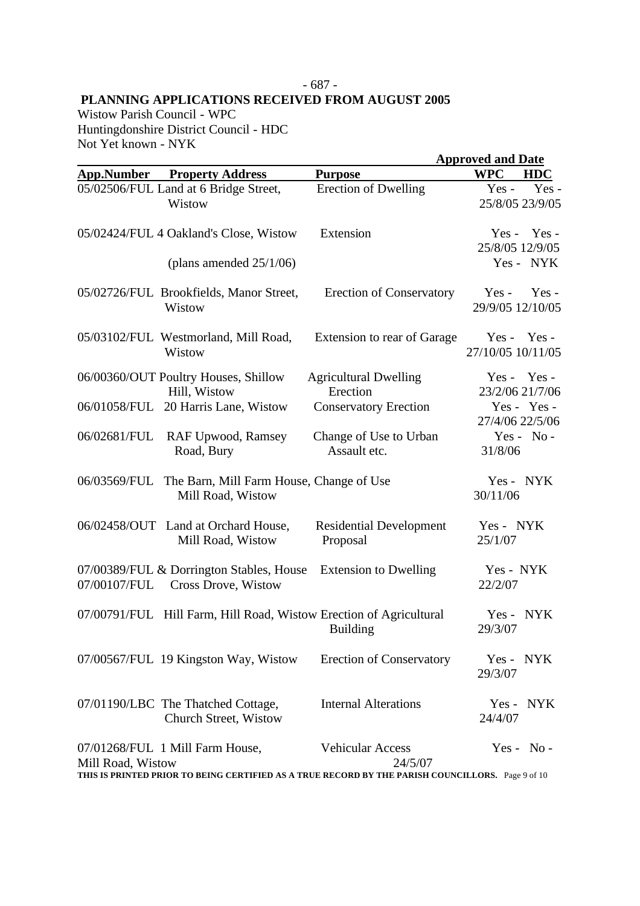**PLANNING APPLICATIONS RECEIVED FROM AUGUST 2005**

Wistow Parish Council - WPC
Huntingdonshire District Council - HDC
Not Yet known - NYK

| App.Number | Property Address | Purpose | Approved and Date WPC | HDC |
|---|---|---|---|---|
| 05/02506/FUL | Land at 6 Bridge Street, Wistow | Erection of Dwelling | Yes - 25/8/05 | Yes - 23/9/05 |
| 05/02424/FUL | 4 Oakland's Close, Wistow | Extension | Yes - 25/8/05 | Yes - 12/9/05 |
| | (plans amended 25/1/06) | | Yes - | NYK |
| 05/02726/FUL | Brookfields, Manor Street, Wistow | Erection of Conservatory | Yes - 29/9/05 | Yes - 12/10/05 |
| 05/03102/FUL | Westmorland, Mill Road, Wistow | Extension to rear of Garage | Yes - 27/10/05 | Yes - 10/11/05 |
| 06/00360/OUT | Poultry Houses, Shillow Hill, Wistow | Agricultural Dwelling Erection | Yes - 23/2/06 | Yes - 21/7/06 |
| 06/01058/FUL | 20 Harris Lane, Wistow | Conservatory Erection | Yes - 27/4/06 | Yes - 22/5/06 |
| 06/02681/FUL | RAF Upwood, Ramsey Road, Bury | Change of Use to Urban Assault etc. | Yes - 31/8/06 | No - |
| 06/03569/FUL | The Barn, Mill Farm House, Mill Road, Wistow | Change of Use | Yes - 30/11/06 | NYK |
| 06/02458/OUT | Land at Orchard House, Mill Road, Wistow | Residential Development Proposal | Yes - 25/1/07 | NYK |
| 07/00389/FUL & 07/00107/FUL | Dorrington Stables, House Cross Drove, Wistow | Extension to Dwelling | Yes - 22/2/07 | NYK |
| 07/00791/FUL | Hill Farm, Hill Road, Wistow | Erection of Agricultural Building | Yes - 29/3/07 | NYK |
| 07/00567/FUL | 19 Kingston Way, Wistow | Erection of Conservatory | Yes - 29/3/07 | NYK |
| 07/01190/LBC | The Thatched Cottage, Church Street, Wistow | Internal Alterations | Yes - 24/4/07 | NYK |
| 07/01268/FUL | 1 Mill Farm House, Mill Road, Wistow | Vehicular Access | Yes - 24/5/07 | No - |

**THIS IS PRINTED PRIOR TO BEING CERTIFIED AS A TRUE RECORD BY THE PARISH COUNCILLORS.**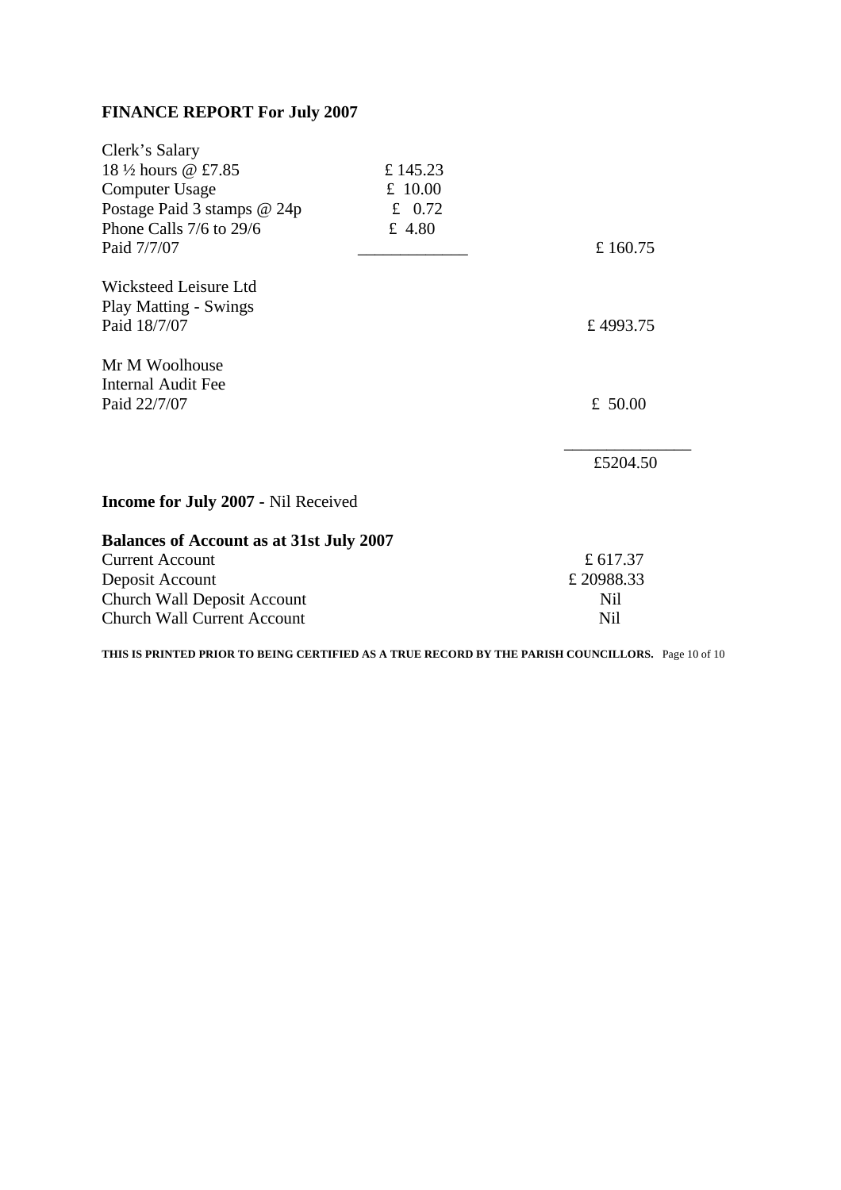**FINANCE REPORT For July 2007**

| | | |
|---|---|---|
| Clerk's Salary | | |
| 18 ½ hours @ £7.85 | £ 145.23 | |
| Computer Usage | £ 10.00 | |
| Postage Paid 3 stamps @ 24p | £ 0.72 | |
| Phone Calls 7/6 to 29/6 | £ 4.80 | |
| Paid 7/7/07 | ____________ | £ 160.75 |
| | | |
| Wicksteed Leisure Ltd | | |
| Play Matting - Swings | | |
| Paid 18/7/07 | | £ 4993.75 |
| | | |
| Mr M Woolhouse | | |
| Internal Audit Fee | | |
| Paid 22/7/07 | | £ 50.00 |
| | | ______________ |
| | | £5204.50 |

**Income for July 2007 -** Nil Received

**Balances of Account as at 31st July 2007**

| | |
|---|---|
| Current Account | £ 617.37 |
| Deposit Account | £ 20988.33 |
| Church Wall Deposit Account | Nil |
| Church Wall Current Account | Nil |

**THIS IS PRINTED PRIOR TO BEING CERTIFIED AS A TRUE RECORD BY THE PARISH COUNCILLORS.**